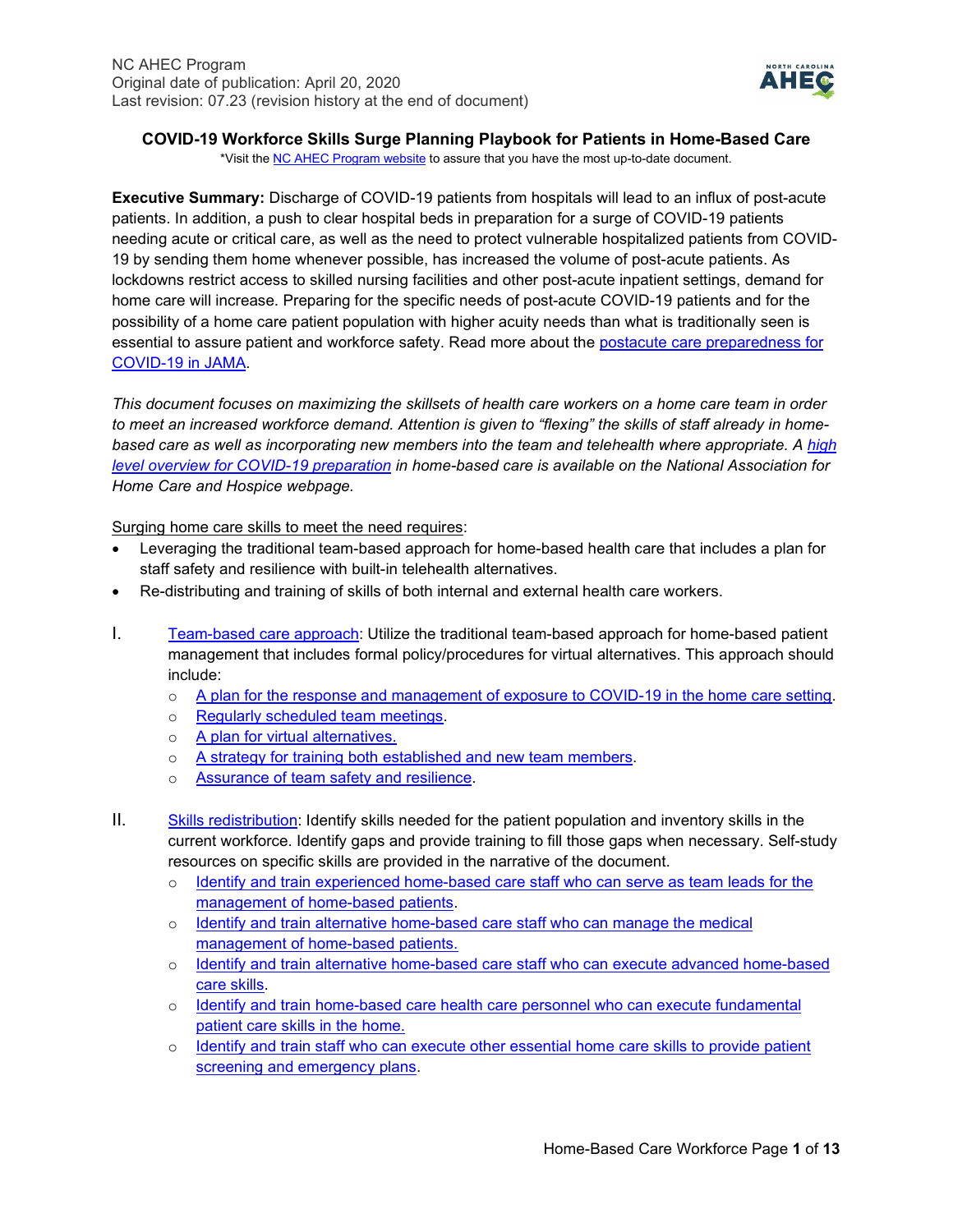NC AHEC Program
Original date of publication: April 20, 2020
Last revision: 07.23 (revision history at the end of document)

# COVID-19 Workforce Skills Surge Planning Playbook for Patients in Home-Based Care

*Visit the NC AHEC Program website to assure that you have the most up-to-date document.

**Executive Summary:** Discharge of COVID-19 patients from hospitals will lead to an influx of post-acute patients. In addition, a push to clear hospital beds in preparation for a surge of COVID-19 patients needing acute or critical care, as well as the need to protect vulnerable hospitalized patients from COVID-19 by sending them home whenever possible, has increased the volume of post-acute patients. As lockdowns restrict access to skilled nursing facilities and other post-acute inpatient settings, demand for home care will increase. Preparing for the specific needs of post-acute COVID-19 patients and for the possibility of a home care patient population with higher acuity needs than what is traditionally seen is essential to assure patient and workforce safety. Read more about the postacute care preparedness for COVID-19 in JAMA.

*This document focuses on maximizing the skillsets of health care workers on a home care team in order to meet an increased workforce demand. Attention is given to "flexing" the skills of staff already in home-based care as well as incorporating new members into the team and telehealth where appropriate. A high level overview for COVID-19 preparation in home-based care is available on the National Association for Home Care and Hospice webpage.*

Surging home care skills to meet the need requires:

- Leveraging the traditional team-based approach for home-based health care that includes a plan for staff safety and resilience with built-in telehealth alternatives.
- Re-distributing and training of skills of both internal and external health care workers.

I. Team-based care approach: Utilize the traditional team-based approach for home-based patient management that includes formal policy/procedures for virtual alternatives. This approach should include:
   - A plan for the response and management of exposure to COVID-19 in the home care setting.
   - Regularly scheduled team meetings.
   - A plan for virtual alternatives.
   - A strategy for training both established and new team members.
   - Assurance of team safety and resilience.

II. Skills redistribution: Identify skills needed for the patient population and inventory skills in the current workforce. Identify gaps and provide training to fill those gaps when necessary. Self-study resources on specific skills are provided in the narrative of the document.
   - Identify and train experienced home-based care staff who can serve as team leads for the management of home-based patients.
   - Identify and train alternative home-based care staff who can manage the medical management of home-based patients.
   - Identify and train alternative home-based care staff who can execute advanced home-based care skills.
   - Identify and train home-based care health care personnel who can execute fundamental patient care skills in the home.
   - Identify and train staff who can execute other essential home care skills to provide patient screening and emergency plans.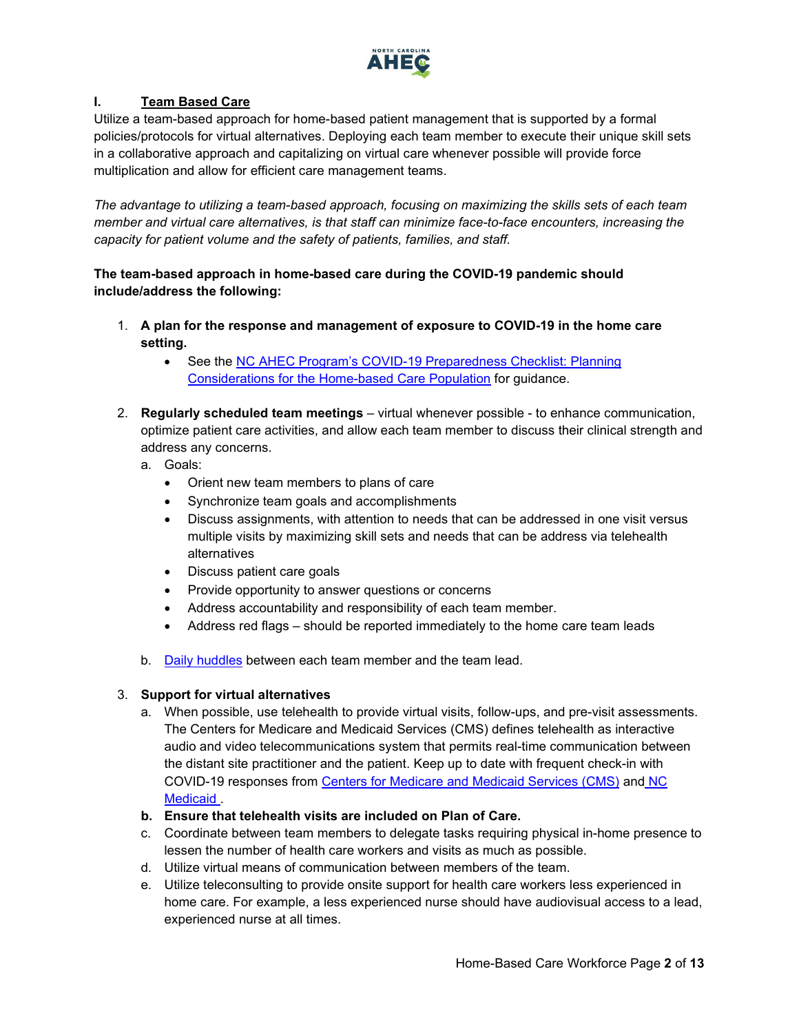## I. Team Based Care

Utilize a team-based approach for home-based patient management that is supported by a formal policies/protocols for virtual alternatives. Deploying each team member to execute their unique skill sets in a collaborative approach and capitalizing on virtual care whenever possible will provide force multiplication and allow for efficient care management teams.

*The advantage to utilizing a team-based approach, focusing on maximizing the skills sets of each team member and virtual care alternatives, is that staff can minimize face-to-face encounters, increasing the capacity for patient volume and the safety of patients, families, and staff.*

**The team-based approach in home-based care during the COVID-19 pandemic should include/address the following:**

1. **A plan for the response and management of exposure to COVID-19 in the home care setting.**
   - See the [NC AHEC Program's COVID-19 Preparedness Checklist: Planning Considerations for the Home-based Care Population]() for guidance.
2. **Regularly scheduled team meetings** – virtual whenever possible - to enhance communication, optimize patient care activities, and allow each team member to discuss their clinical strength and address any concerns.
   a. Goals:
      - Orient new team members to plans of care
      - Synchronize team goals and accomplishments
      - Discuss assignments, with attention to needs that can be addressed in one visit versus multiple visits by maximizing skill sets and needs that can be address via telehealth alternatives
      - Discuss patient care goals
      - Provide opportunity to answer questions or concerns
      - Address accountability and responsibility of each team member.
      - Address red flags – should be reported immediately to the home care team leads

   b. [Daily huddles]() between each team member and the team lead.
3. **Support for virtual alternatives**
   a. When possible, use telehealth to provide virtual visits, follow-ups, and pre-visit assessments. The Centers for Medicare and Medicaid Services (CMS) defines telehealth as interactive audio and video telecommunications system that permits real-time communication between the distant site practitioner and the patient. Keep up to date with frequent check-in with COVID-19 responses from [Centers for Medicare and Medicaid Services (CMS)]() and [NC Medicaid]().
   **b. Ensure that telehealth visits are included on Plan of Care.**
   c. Coordinate between team members to delegate tasks requiring physical in-home presence to lessen the number of health care workers and visits as much as possible.
   d. Utilize virtual means of communication between members of the team.
   e. Utilize teleconsulting to provide onsite support for health care workers less experienced in home care. For example, a less experienced nurse should have audiovisual access to a lead, experienced nurse at all times.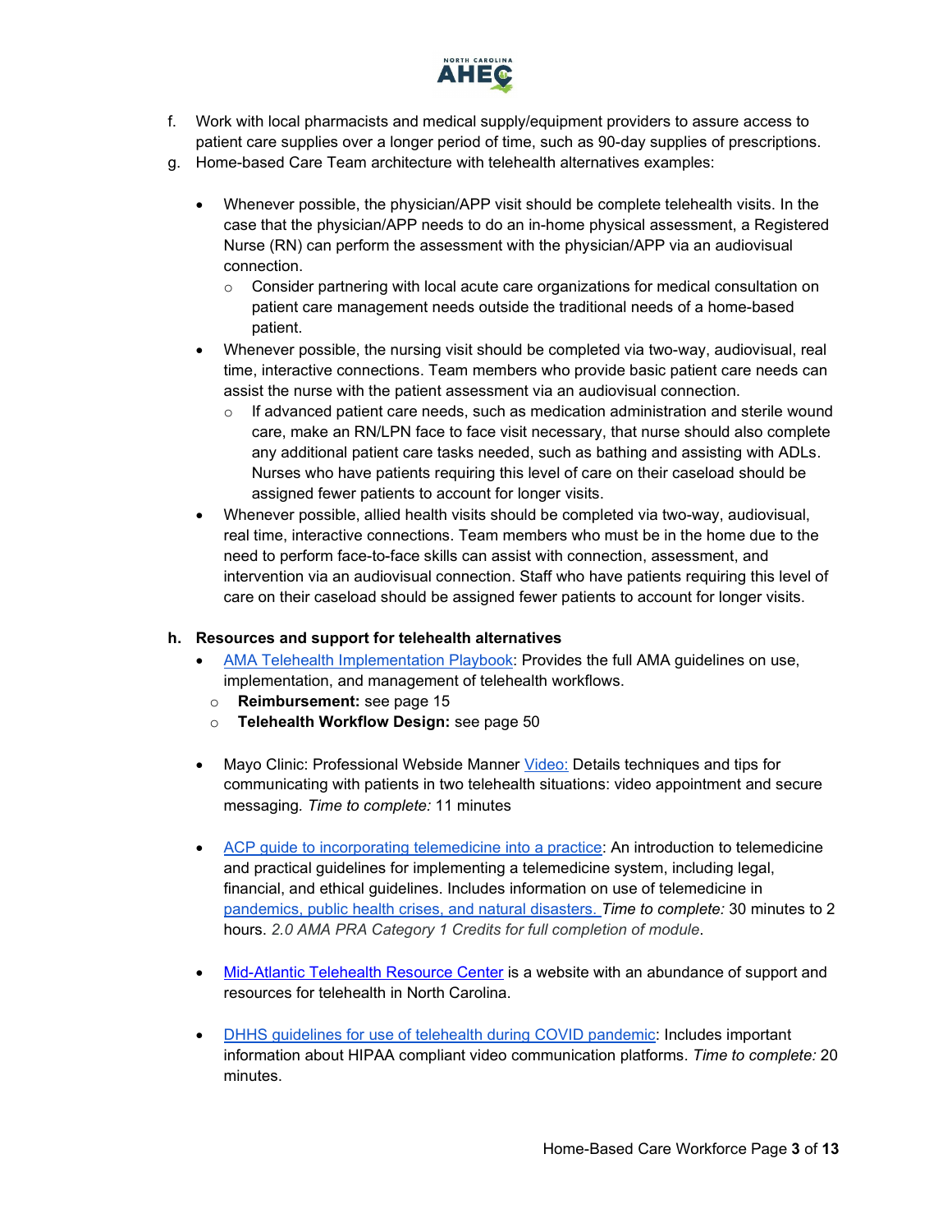f. Work with local pharmacists and medical supply/equipment providers to assure access to patient care supplies over a longer period of time, such as 90-day supplies of prescriptions.

g. Home-based Care Team architecture with telehealth alternatives examples:

   - Whenever possible, the physician/APP visit should be complete telehealth visits. In the case that the physician/APP needs to do an in-home physical assessment, a Registered Nurse (RN) can perform the assessment with the physician/APP via an audiovisual connection.
     - Consider partnering with local acute care organizations for medical consultation on patient care management needs outside the traditional needs of a home-based patient.
   - Whenever possible, the nursing visit should be completed via two-way, audiovisual, real time, interactive connections. Team members who provide basic patient care needs can assist the nurse with the patient assessment via an audiovisual connection.
     - If advanced patient care needs, such as medication administration and sterile wound care, make an RN/LPN face to face visit necessary, that nurse should also complete any additional patient care tasks needed, such as bathing and assisting with ADLs. Nurses who have patients requiring this level of care on their caseload should be assigned fewer patients to account for longer visits.
   - Whenever possible, allied health visits should be completed via two-way, audiovisual, real time, interactive connections. Team members who must be in the home due to the need to perform face-to-face skills can assist with connection, assessment, and intervention via an audiovisual connection. Staff who have patients requiring this level of care on their caseload should be assigned fewer patients to account for longer visits.

**h. Resources and support for telehealth alternatives**

- AMA Telehealth Implementation Playbook: Provides the full AMA guidelines on use, implementation, and management of telehealth workflows.
  - **Reimbursement:** see page 15
  - **Telehealth Workflow Design:** see page 50
- Mayo Clinic: Professional Webside Manner Video: Details techniques and tips for communicating with patients in two telehealth situations: video appointment and secure messaging. *Time to complete:* 11 minutes
- ACP guide to incorporating telemedicine into a practice: An introduction to telemedicine and practical guidelines for implementing a telemedicine system, including legal, financial, and ethical guidelines. Includes information on use of telemedicine in pandemics, public health crises, and natural disasters. *Time to complete:* 30 minutes to 2 hours. *2.0 AMA PRA Category 1 Credits for full completion of module*.
- Mid-Atlantic Telehealth Resource Center is a website with an abundance of support and resources for telehealth in North Carolina.
- DHHS guidelines for use of telehealth during COVID pandemic: Includes important information about HIPAA compliant video communication platforms. *Time to complete:* 20 minutes.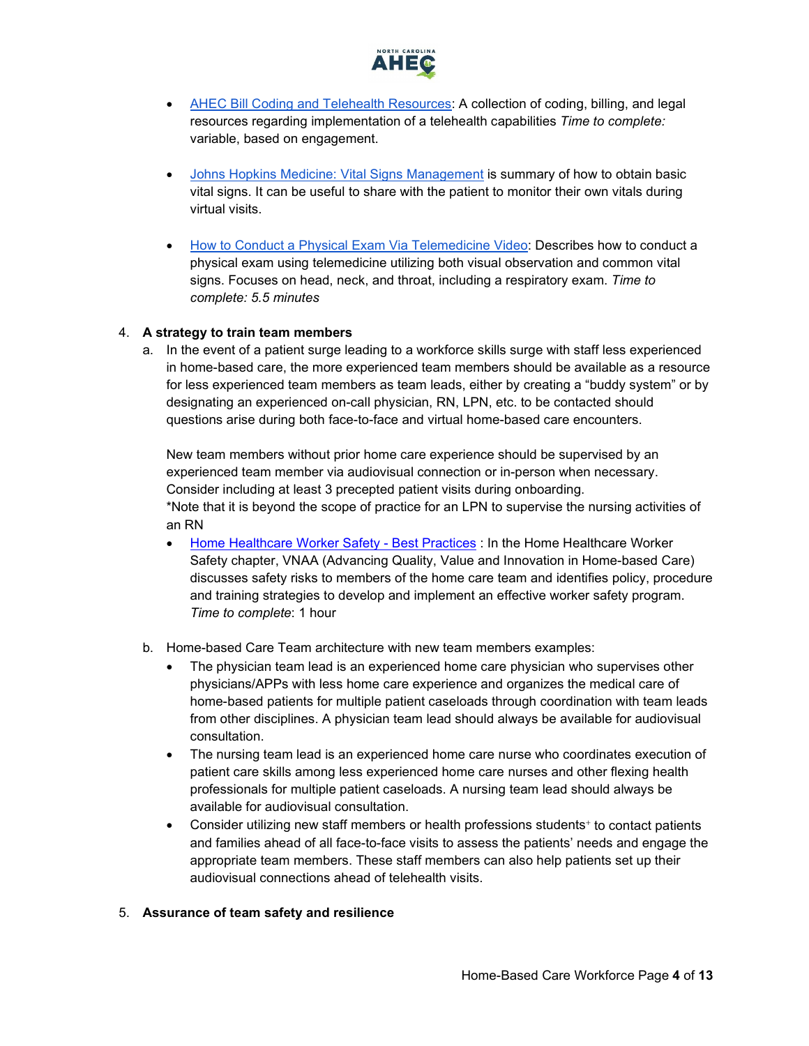- AHEC Bill Coding and Telehealth Resources: A collection of coding, billing, and legal resources regarding implementation of a telehealth capabilities *Time to complete:* variable, based on engagement.

- Johns Hopkins Medicine: Vital Signs Management is summary of how to obtain basic vital signs. It can be useful to share with the patient to monitor their own vitals during virtual visits.

- How to Conduct a Physical Exam Via Telemedicine Video: Describes how to conduct a physical exam using telemedicine utilizing both visual observation and common vital signs. Focuses on head, neck, and throat, including a respiratory exam. *Time to complete: 5.5 minutes*

4. **A strategy to train team members**
   a. In the event of a patient surge leading to a workforce skills surge with staff less experienced in home-based care, the more experienced team members should be available as a resource for less experienced team members as team leads, either by creating a "buddy system" or by designating an experienced on-call physician, RN, LPN, etc. to be contacted should questions arise during both face-to-face and virtual home-based care encounters.

      New team members without prior home care experience should be supervised by an experienced team member via audiovisual connection or in-person when necessary. Consider including at least 3 precepted patient visits during onboarding.
      *Note that it is beyond the scope of practice for an LPN to supervise the nursing activities of an RN

      - Home Healthcare Worker Safety - Best Practices : In the Home Healthcare Worker Safety chapter, VNAA (Advancing Quality, Value and Innovation in Home-based Care) discusses safety risks to members of the home care team and identifies policy, procedure and training strategies to develop and implement an effective worker safety program. *Time to complete*: 1 hour

   b. Home-based Care Team architecture with new team members examples:
      - The physician team lead is an experienced home care physician who supervises other physicians/APPs with less home care experience and organizes the medical care of home-based patients for multiple patient caseloads through coordination with team leads from other disciplines. A physician team lead should always be available for audiovisual consultation.
      - The nursing team lead is an experienced home care nurse who coordinates execution of patient care skills among less experienced home care nurses and other flexing health professionals for multiple patient caseloads. A nursing team lead should always be available for audiovisual consultation.
      - Consider utilizing new staff members or health professions students[+] to contact patients and families ahead of all face-to-face visits to assess the patients' needs and engage the appropriate team members. These staff members can also help patients set up their audiovisual connections ahead of telehealth visits.

5. **Assurance of team safety and resilience**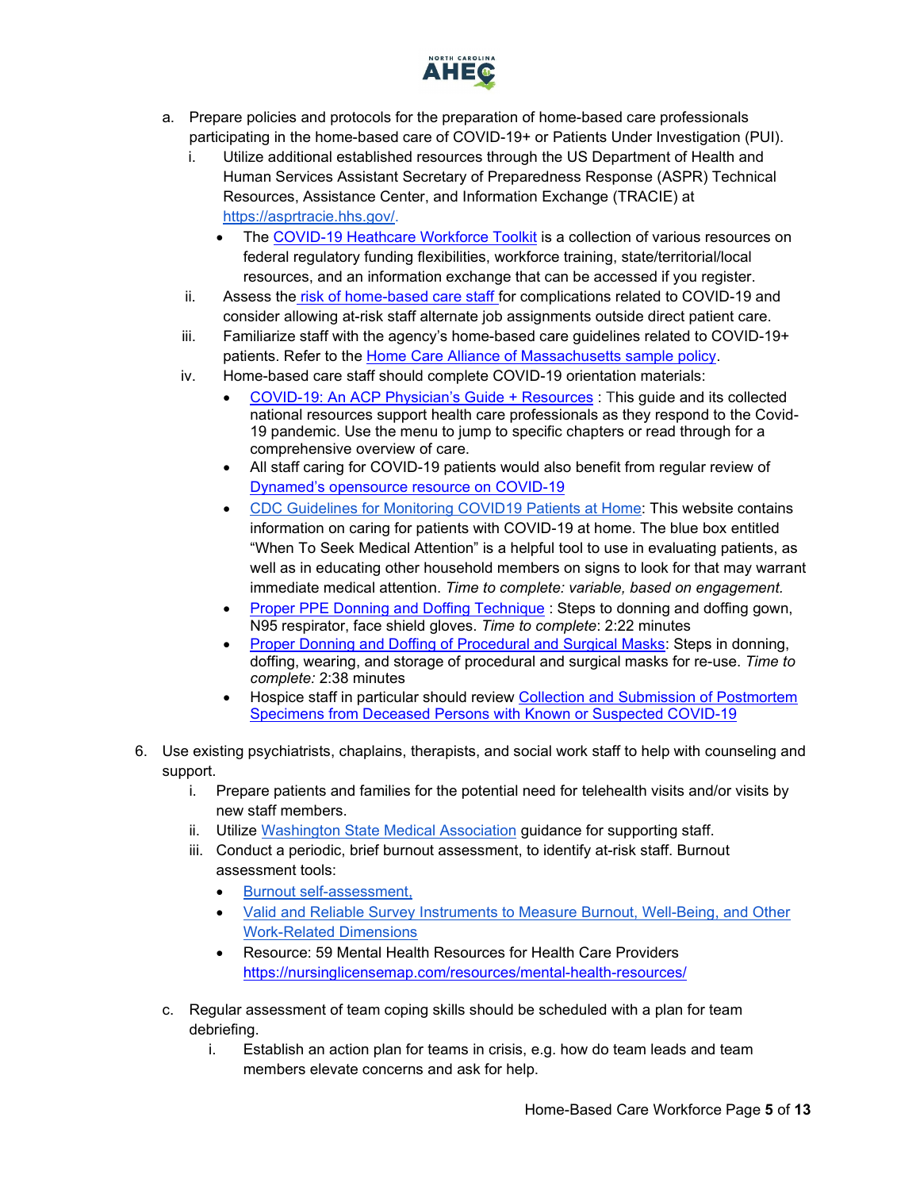a. Prepare policies and protocols for the preparation of home-based care professionals participating in the home-based care of COVID-19+ or Patients Under Investigation (PUI).
   i. Utilize additional established resources through the US Department of Health and Human Services Assistant Secretary of Preparedness Response (ASPR) Technical Resources, Assistance Center, and Information Exchange (TRACIE) at https://asprtracie.hhs.gov/.
      - The COVID-19 Heathcare Workforce Toolkit is a collection of various resources on federal regulatory funding flexibilities, workforce training, state/territorial/local resources, and an information exchange that can be accessed if you register.
   ii. Assess the risk of home-based care staff for complications related to COVID-19 and consider allowing at-risk staff alternate job assignments outside direct patient care.
   iii. Familiarize staff with the agency's home-based care guidelines related to COVID-19+ patients. Refer to the Home Care Alliance of Massachusetts sample policy.
   iv. Home-based care staff should complete COVID-19 orientation materials:
      - COVID-19: An ACP Physician's Guide + Resources : This guide and its collected national resources support health care professionals as they respond to the Covid-19 pandemic. Use the menu to jump to specific chapters or read through for a comprehensive overview of care.
      - All staff caring for COVID-19 patients would also benefit from regular review of Dynamed's opensource resource on COVID-19
      - CDC Guidelines for Monitoring COVID19 Patients at Home: This website contains information on caring for patients with COVID-19 at home. The blue box entitled "When To Seek Medical Attention" is a helpful tool to use in evaluating patients, as well as in educating other household members on signs to look for that may warrant immediate medical attention. *Time to complete: variable, based on engagement.*
      - Proper PPE Donning and Doffing Technique : Steps to donning and doffing gown, N95 respirator, face shield gloves. *Time to complete*: 2:22 minutes
      - Proper Donning and Doffing of Procedural and Surgical Masks: Steps in donning, doffing, wearing, and storage of procedural and surgical masks for re-use. *Time to complete:* 2:38 minutes
      - Hospice staff in particular should review Collection and Submission of Postmortem Specimens from Deceased Persons with Known or Suspected COVID-19

6. Use existing psychiatrists, chaplains, therapists, and social work staff to help with counseling and support.
   i. Prepare patients and families for the potential need for telehealth visits and/or visits by new staff members.
   ii. Utilize Washington State Medical Association guidance for supporting staff.
   iii. Conduct a periodic, brief burnout assessment, to identify at-risk staff. Burnout assessment tools:
      - Burnout self-assessment,
      - Valid and Reliable Survey Instruments to Measure Burnout, Well-Being, and Other Work-Related Dimensions
      - Resource: 59 Mental Health Resources for Health Care Providers https://nursinglicensemap.com/resources/mental-health-resources/

c. Regular assessment of team coping skills should be scheduled with a plan for team debriefing.
   i. Establish an action plan for teams in crisis, e.g. how do team leads and team members elevate concerns and ask for help.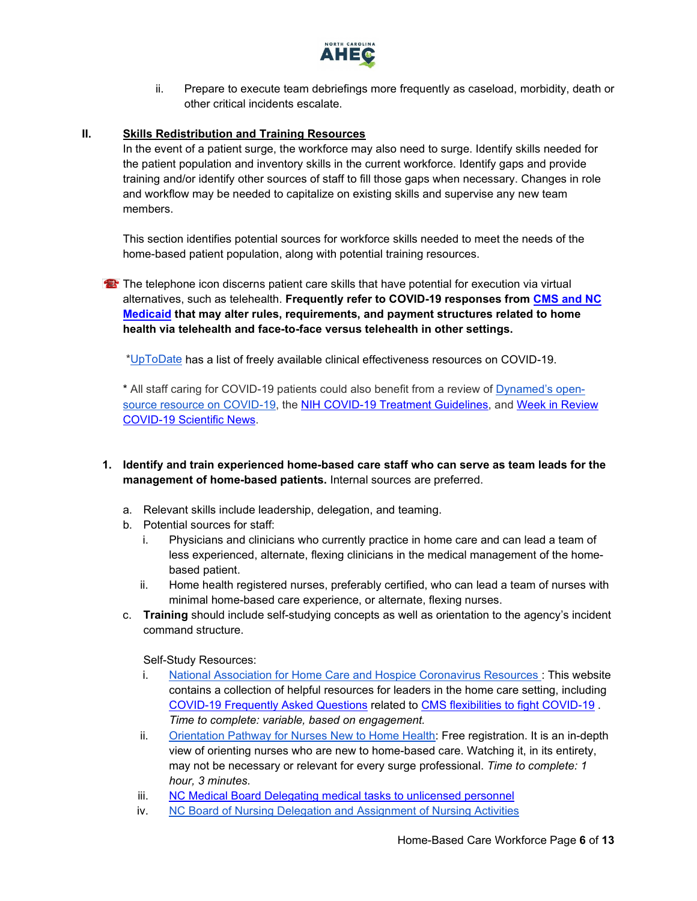ii. Prepare to execute team debriefings more frequently as caseload, morbidity, death or other critical incidents escalate.

## II. Skills Redistribution and Training Resources

In the event of a patient surge, the workforce may also need to surge. Identify skills needed for the patient population and inventory skills in the current workforce. Identify gaps and provide training and/or identify other sources of staff to fill those gaps when necessary. Changes in role and workflow may be needed to capitalize on existing skills and supervise any new team members.

This section identifies potential sources for workforce skills needed to meet the needs of the home-based patient population, along with potential training resources.

☎ The telephone icon discerns patient care skills that have potential for execution via virtual alternatives, such as telehealth. **Frequently refer to COVID-19 responses from CMS and NC Medicaid that may alter rules, requirements, and payment structures related to home health via telehealth and face-to-face versus telehealth in other settings.**

*UpToDate has a list of freely available clinical effectiveness resources on COVID-19.

* All staff caring for COVID-19 patients could also benefit from a review of Dynamed's open-source resource on COVID-19, the NIH COVID-19 Treatment Guidelines, and Week in Review COVID-19 Scientific News.

1. **Identify and train experienced home-based care staff who can serve as team leads for the management of home-based patients.** Internal sources are preferred.

   a. Relevant skills include leadership, delegation, and teaming.

   b. Potential sources for staff:

      i. Physicians and clinicians who currently practice in home care and can lead a team of less experienced, alternate, flexing clinicians in the medical management of the home-based patient.

      ii. Home health registered nurses, preferably certified, who can lead a team of nurses with minimal home-based care experience, or alternate, flexing nurses.

   c. **Training** should include self-studying concepts as well as orientation to the agency's incident command structure.

      Self-Study Resources:

      i. National Association for Home Care and Hospice Coronavirus Resources : This website contains a collection of helpful resources for leaders in the home care setting, including COVID-19 Frequently Asked Questions related to CMS flexibilities to fight COVID-19 . *Time to complete: variable, based on engagement.*

      ii. Orientation Pathway for Nurses New to Home Health: Free registration. It is an in-depth view of orienting nurses who are new to home-based care. Watching it, in its entirety, may not be necessary or relevant for every surge professional. *Time to complete: 1 hour, 3 minutes.*

      iii. NC Medical Board Delegating medical tasks to unlicensed personnel

      iv. NC Board of Nursing Delegation and Assignment of Nursing Activities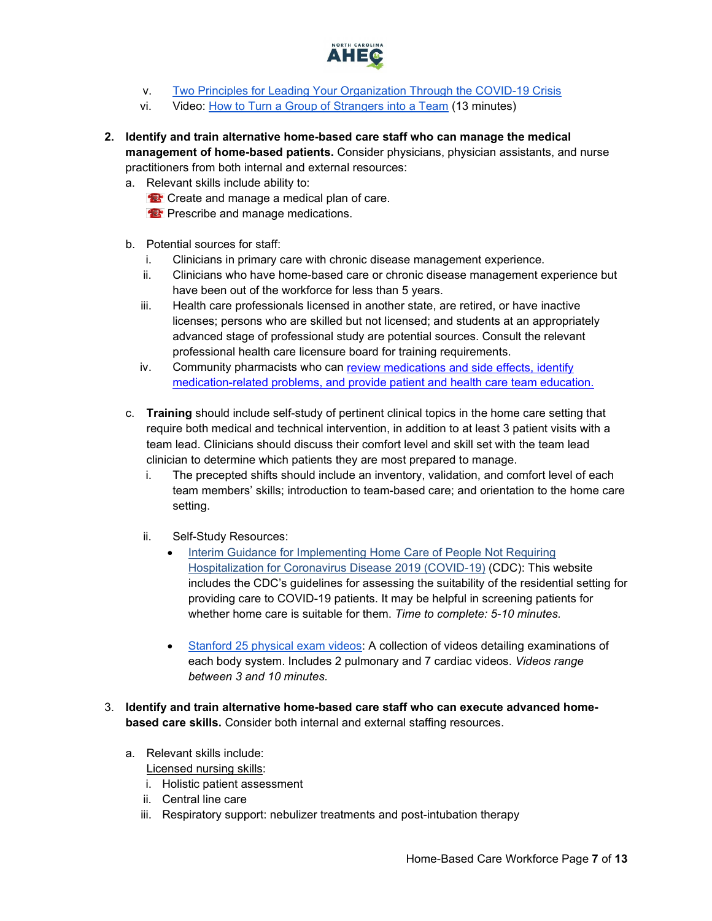v. [Two Principles for Leading Your Organization Through the COVID-19 Crisis]
vi. Video: [How to Turn a Group of Strangers into a Team] (13 minutes)

2. **Identify and train alternative home-based care staff who can manage the medical management of home-based patients.** Consider physicians, physician assistants, and nurse practitioners from both internal and external resources:
   a. Relevant skills include ability to:
      ☎ Create and manage a medical plan of care.
      ☎ Prescribe and manage medications.

   b. Potential sources for staff:
      i. Clinicians in primary care with chronic disease management experience.
      ii. Clinicians who have home-based care or chronic disease management experience but have been out of the workforce for less than 5 years.
      iii. Health care professionals licensed in another state, are retired, or have inactive licenses; persons who are skilled but not licensed; and students at an appropriately advanced stage of professional study are potential sources. Consult the relevant professional health care licensure board for training requirements.
      iv. Community pharmacists who can [review medications and side effects, identify medication-related problems, and provide patient and health care team education.]

   c. **Training** should include self-study of pertinent clinical topics in the home care setting that require both medical and technical intervention, in addition to at least 3 patient visits with a team lead. Clinicians should discuss their comfort level and skill set with the team lead clinician to determine which patients they are most prepared to manage.
      i. The precepted shifts should include an inventory, validation, and comfort level of each team members' skills; introduction to team-based care; and orientation to the home care setting.

      ii. Self-Study Resources:
         - [Interim Guidance for Implementing Home Care of People Not Requiring Hospitalization for Coronavirus Disease 2019 (COVID-19)] (CDC): This website includes the CDC's guidelines for assessing the suitability of the residential setting for providing care to COVID-19 patients. It may be helpful in screening patients for whether home care is suitable for them. *Time to complete: 5-10 minutes.*

         - [Stanford 25 physical exam videos]: A collection of videos detailing examinations of each body system. Includes 2 pulmonary and 7 cardiac videos. *Videos range between 3 and 10 minutes.*

3. **Identify and train alternative home-based care staff who can execute advanced home-based care skills.** Consider both internal and external staffing resources.

   a. Relevant skills include:
      Licensed nursing skills:
      i. Holistic patient assessment
      ii. Central line care
      iii. Respiratory support: nebulizer treatments and post-intubation therapy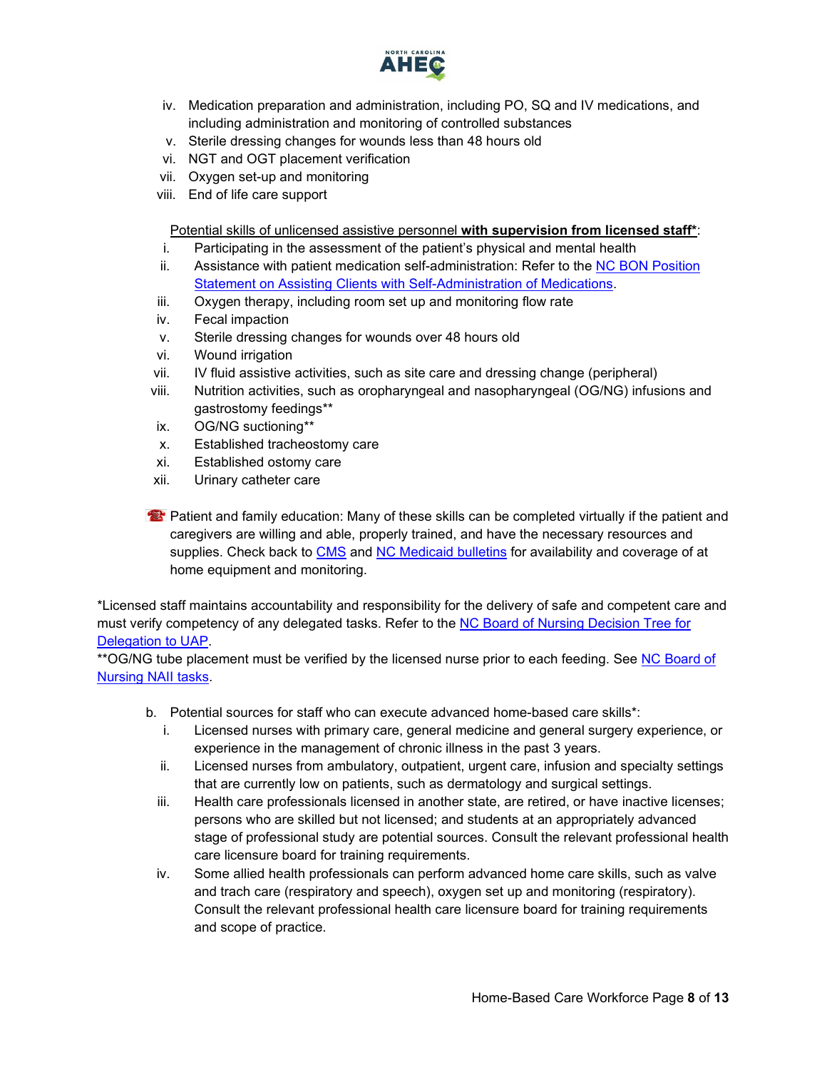iv. Medication preparation and administration, including PO, SQ and IV medications, and including administration and monitoring of controlled substances
v. Sterile dressing changes for wounds less than 48 hours old
vi. NGT and OGT placement verification
vii. Oxygen set-up and monitoring
viii. End of life care support

<u>Potential skills of unlicensed assistive personnel **with supervision from licensed staff***</u>:

i. Participating in the assessment of the patient's physical and mental health
ii. Assistance with patient medication self-administration: Refer to the [NC BON Position Statement on Assisting Clients with Self-Administration of Medications]().
iii. Oxygen therapy, including room set up and monitoring flow rate
iv. Fecal impaction
v. Sterile dressing changes for wounds over 48 hours old
vi. Wound irrigation
vii. IV fluid assistive activities, such as site care and dressing change (peripheral)
viii. Nutrition activities, such as oropharyngeal and nasopharyngeal (OG/NG) infusions and gastrostomy feedings**
ix. OG/NG suctioning**
x. Established tracheostomy care
xi. Established ostomy care
xii. Urinary catheter care

☎ Patient and family education: Many of these skills can be completed virtually if the patient and caregivers are willing and able, properly trained, and have the necessary resources and supplies. Check back to [CMS]() and [NC Medicaid bulletins]() for availability and coverage of at home equipment and monitoring.

*Licensed staff maintains accountability and responsibility for the delivery of safe and competent care and must verify competency of any delegated tasks. Refer to the [NC Board of Nursing Decision Tree for Delegation to UAP]().

**OG/NG tube placement must be verified by the licensed nurse prior to each feeding. See [NC Board of Nursing NAII tasks]().

b. Potential sources for staff who can execute advanced home-based care skills*:
   i. Licensed nurses with primary care, general medicine and general surgery experience, or experience in the management of chronic illness in the past 3 years.
   ii. Licensed nurses from ambulatory, outpatient, urgent care, infusion and specialty settings that are currently low on patients, such as dermatology and surgical settings.
   iii. Health care professionals licensed in another state, are retired, or have inactive licenses; persons who are skilled but not licensed; and students at an appropriately advanced stage of professional study are potential sources. Consult the relevant professional health care licensure board for training requirements.
   iv. Some allied health professionals can perform advanced home care skills, such as valve and trach care (respiratory and speech), oxygen set up and monitoring (respiratory). Consult the relevant professional health care licensure board for training requirements and scope of practice.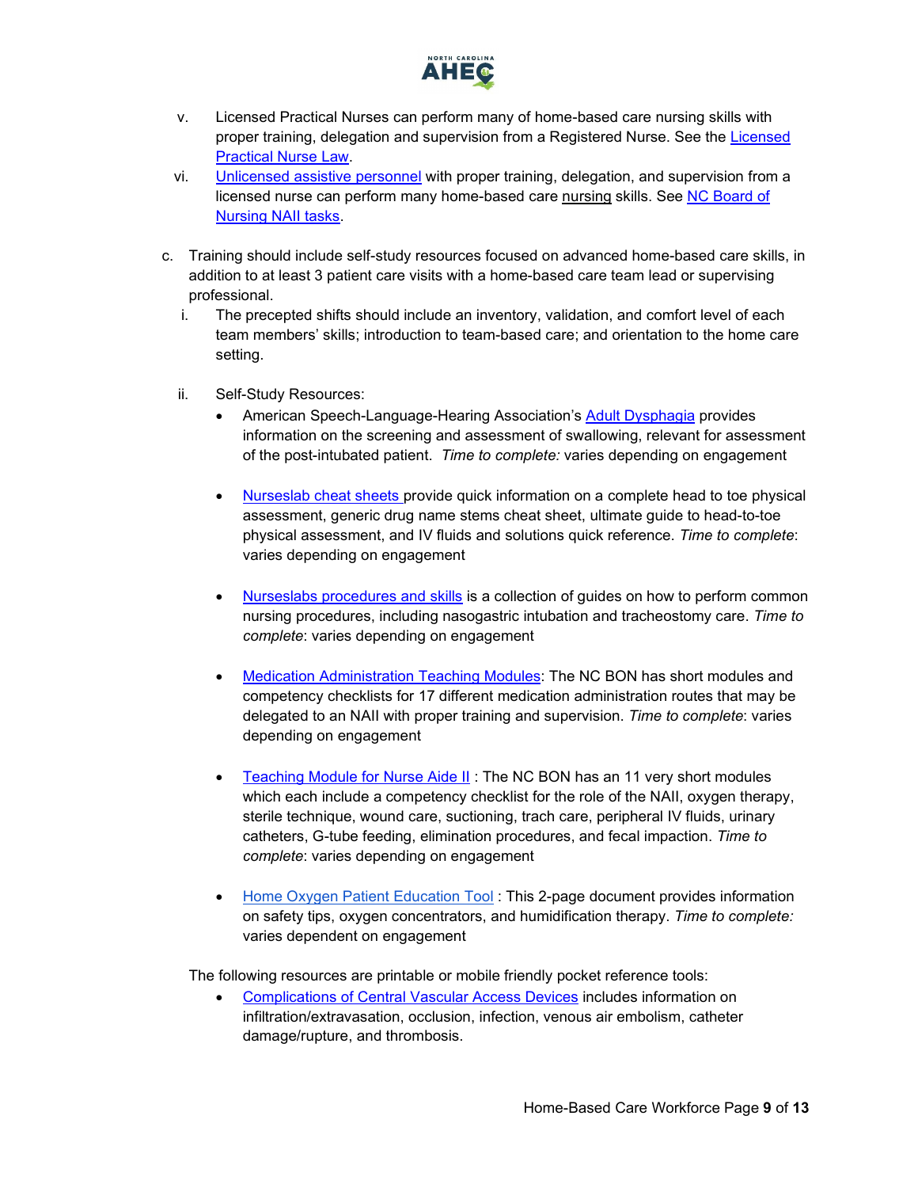v. Licensed Practical Nurses can perform many of home-based care nursing skills with proper training, delegation and supervision from a Registered Nurse. See the Licensed Practical Nurse Law.

vi. Unlicensed assistive personnel with proper training, delegation, and supervision from a licensed nurse can perform many home-based care nursing skills. See NC Board of Nursing NAII tasks.

c. Training should include self-study resources focused on advanced home-based care skills, in addition to at least 3 patient care visits with a home-based care team lead or supervising professional.

   i. The precepted shifts should include an inventory, validation, and comfort level of each team members' skills; introduction to team-based care; and orientation to the home care setting.

   ii. Self-Study Resources:

   - American Speech-Language-Hearing Association's Adult Dysphagia provides information on the screening and assessment of swallowing, relevant for assessment of the post-intubated patient. *Time to complete:* varies depending on engagement

   - Nurseslab cheat sheets provide quick information on a complete head to toe physical assessment, generic drug name stems cheat sheet, ultimate guide to head-to-toe physical assessment, and IV fluids and solutions quick reference. *Time to complete*: varies depending on engagement

   - Nurseslabs procedures and skills is a collection of guides on how to perform common nursing procedures, including nasogastric intubation and tracheostomy care. *Time to complete*: varies depending on engagement

   - Medication Administration Teaching Modules: The NC BON has short modules and competency checklists for 17 different medication administration routes that may be delegated to an NAII with proper training and supervision. *Time to complete*: varies depending on engagement

   - Teaching Module for Nurse Aide II : The NC BON has an 11 very short modules which each include a competency checklist for the role of the NAII, oxygen therapy, sterile technique, wound care, suctioning, trach care, peripheral IV fluids, urinary catheters, G-tube feeding, elimination procedures, and fecal impaction. *Time to complete*: varies depending on engagement

   - Home Oxygen Patient Education Tool : This 2-page document provides information on safety tips, oxygen concentrators, and humidification therapy. *Time to complete:* varies dependent on engagement

The following resources are printable or mobile friendly pocket reference tools:

- Complications of Central Vascular Access Devices includes information on infiltration/extravasation, occlusion, infection, venous air embolism, catheter damage/rupture, and thrombosis.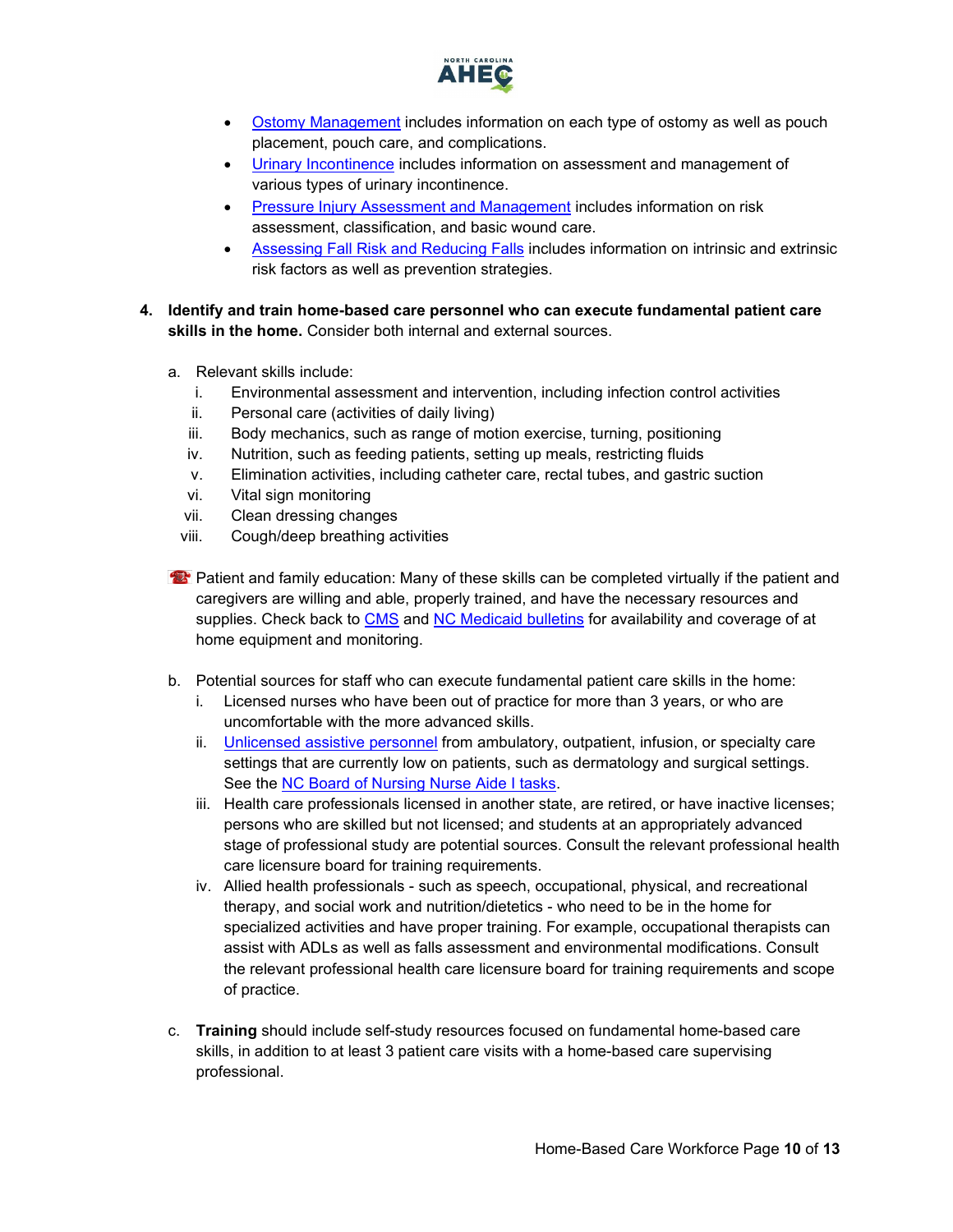- [Ostomy Management](#) includes information on each type of ostomy as well as pouch placement, pouch care, and complications.
- [Urinary Incontinence](#) includes information on assessment and management of various types of urinary incontinence.
- [Pressure Injury Assessment and Management](#) includes information on risk assessment, classification, and basic wound care.
- [Assessing Fall Risk and Reducing Falls](#) includes information on intrinsic and extrinsic risk factors as well as prevention strategies.

4. **Identify and train home-based care personnel who can execute fundamental patient care skills in the home.** Consider both internal and external sources.

   a. Relevant skills include:
      i. Environmental assessment and intervention, including infection control activities
      ii. Personal care (activities of daily living)
      iii. Body mechanics, such as range of motion exercise, turning, positioning
      iv. Nutrition, such as feeding patients, setting up meals, restricting fluids
      v. Elimination activities, including catheter care, rectal tubes, and gastric suction
      vi. Vital sign monitoring
      vii. Clean dressing changes
      viii. Cough/deep breathing activities

   ☎ Patient and family education: Many of these skills can be completed virtually if the patient and caregivers are willing and able, properly trained, and have the necessary resources and supplies. Check back to [CMS](#) and [NC Medicaid bulletins](#) for availability and coverage of at home equipment and monitoring.

   b. Potential sources for staff who can execute fundamental patient care skills in the home:
      i. Licensed nurses who have been out of practice for more than 3 years, or who are uncomfortable with the more advanced skills.
      ii. [Unlicensed assistive personnel](#) from ambulatory, outpatient, infusion, or specialty care settings that are currently low on patients, such as dermatology and surgical settings. See the [NC Board of Nursing Nurse Aide I tasks](#).
      iii. Health care professionals licensed in another state, are retired, or have inactive licenses; persons who are skilled but not licensed; and students at an appropriately advanced stage of professional study are potential sources. Consult the relevant professional health care licensure board for training requirements.
      iv. Allied health professionals - such as speech, occupational, physical, and recreational therapy, and social work and nutrition/dietetics - who need to be in the home for specialized activities and have proper training. For example, occupational therapists can assist with ADLs as well as falls assessment and environmental modifications. Consult the relevant professional health care licensure board for training requirements and scope of practice.

   c. **Training** should include self-study resources focused on fundamental home-based care skills, in addition to at least 3 patient care visits with a home-based care supervising professional.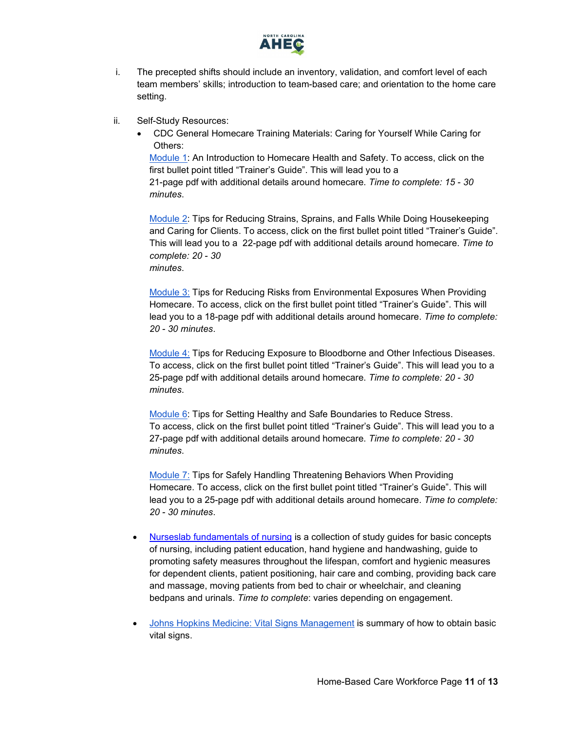i. The precepted shifts should include an inventory, validation, and comfort level of each team members' skills; introduction to team-based care; and orientation to the home care setting.

ii. Self-Study Resources:

- CDC General Homecare Training Materials: Caring for Yourself While Caring for Others:

  Module 1: An Introduction to Homecare Health and Safety. To access, click on the first bullet point titled "Trainer's Guide". This will lead you to a 21-page pdf with additional details around homecare. *Time to complete: 15 - 30 minutes*.

  Module 2: Tips for Reducing Strains, Sprains, and Falls While Doing Housekeeping and Caring for Clients. To access, click on the first bullet point titled "Trainer's Guide". This will lead you to a 22-page pdf with additional details around homecare. *Time to complete: 20 - 30 minutes*.

  Module 3: Tips for Reducing Risks from Environmental Exposures When Providing Homecare. To access, click on the first bullet point titled "Trainer's Guide". This will lead you to a 18-page pdf with additional details around homecare. *Time to complete: 20 - 30 minutes*.

  Module 4: Tips for Reducing Exposure to Bloodborne and Other Infectious Diseases. To access, click on the first bullet point titled "Trainer's Guide". This will lead you to a 25-page pdf with additional details around homecare. *Time to complete: 20 - 30 minutes*.

  Module 6: Tips for Setting Healthy and Safe Boundaries to Reduce Stress. To access, click on the first bullet point titled "Trainer's Guide". This will lead you to a 27-page pdf with additional details around homecare. *Time to complete: 20 - 30 minutes*.

  Module 7: Tips for Safely Handling Threatening Behaviors When Providing Homecare. To access, click on the first bullet point titled "Trainer's Guide". This will lead you to a 25-page pdf with additional details around homecare. *Time to complete: 20 - 30 minutes*.

- Nurseslab fundamentals of nursing is a collection of study guides for basic concepts of nursing, including patient education, hand hygiene and handwashing, guide to promoting safety measures throughout the lifespan, comfort and hygienic measures for dependent clients, patient positioning, hair care and combing, providing back care and massage, moving patients from bed to chair or wheelchair, and cleaning bedpans and urinals. *Time to complete*: varies depending on engagement.

- Johns Hopkins Medicine: Vital Signs Management is summary of how to obtain basic vital signs.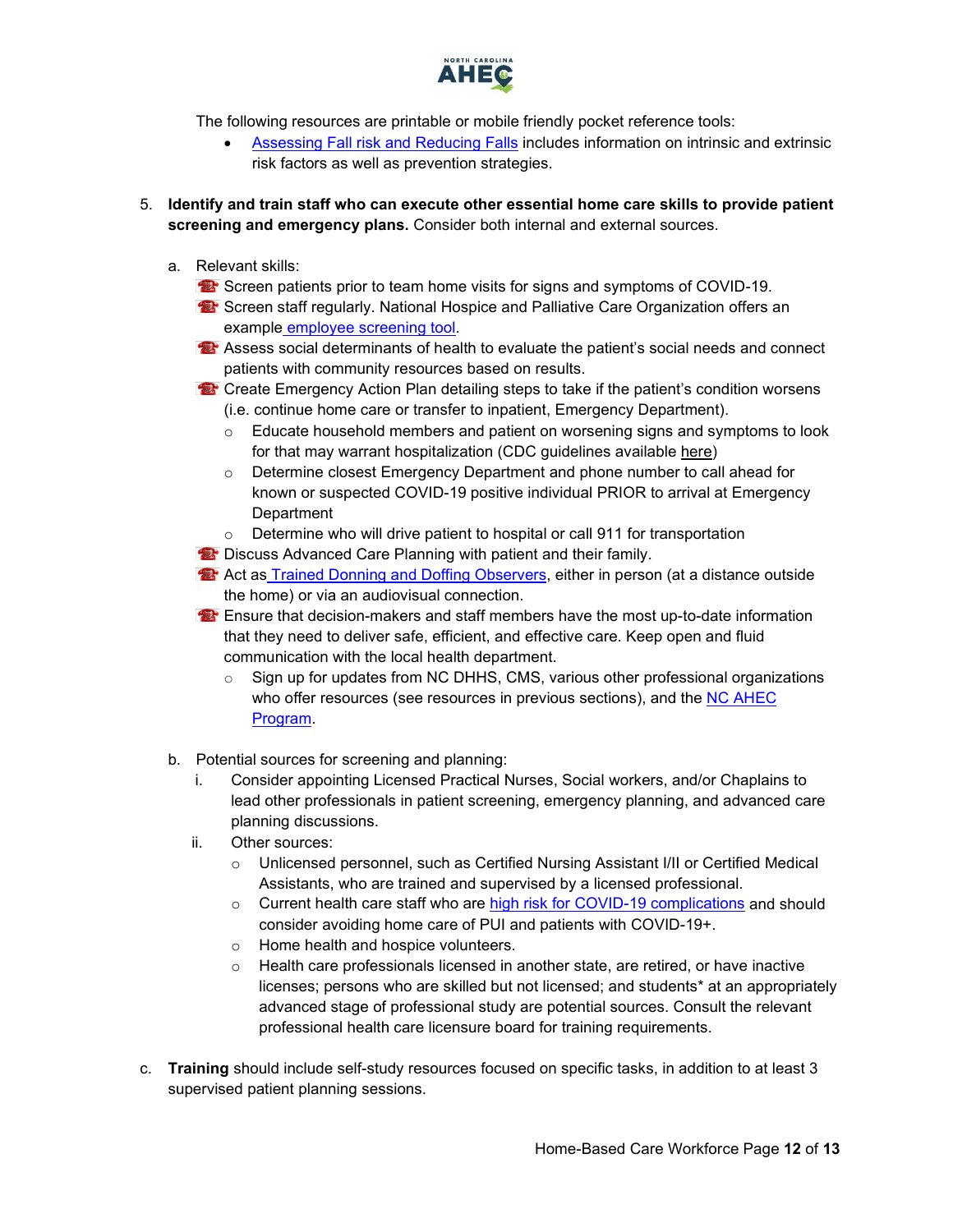The following resources are printable or mobile friendly pocket reference tools:

- Assessing Fall risk and Reducing Falls includes information on intrinsic and extrinsic risk factors as well as prevention strategies.

5. **Identify and train staff who can execute other essential home care skills to provide patient screening and emergency plans.** Consider both internal and external sources.

   a. Relevant skills:
      - Screen patients prior to team home visits for signs and symptoms of COVID-19.
      - Screen staff regularly. National Hospice and Palliative Care Organization offers an example employee screening tool.
      - Assess social determinants of health to evaluate the patient's social needs and connect patients with community resources based on results.
      - Create Emergency Action Plan detailing steps to take if the patient's condition worsens (i.e. continue home care or transfer to inpatient, Emergency Department).
        - Educate household members and patient on worsening signs and symptoms to look for that may warrant hospitalization (CDC guidelines available here)
        - Determine closest Emergency Department and phone number to call ahead for known or suspected COVID-19 positive individual PRIOR to arrival at Emergency Department
        - Determine who will drive patient to hospital or call 911 for transportation
      - Discuss Advanced Care Planning with patient and their family.
      - Act as Trained Donning and Doffing Observers, either in person (at a distance outside the home) or via an audiovisual connection.
      - Ensure that decision-makers and staff members have the most up-to-date information that they need to deliver safe, efficient, and effective care. Keep open and fluid communication with the local health department.
        - Sign up for updates from NC DHHS, CMS, various other professional organizations who offer resources (see resources in previous sections), and the NC AHEC Program.

   b. Potential sources for screening and planning:
      i. Consider appointing Licensed Practical Nurses, Social workers, and/or Chaplains to lead other professionals in patient screening, emergency planning, and advanced care planning discussions.
      ii. Other sources:
         - Unlicensed personnel, such as Certified Nursing Assistant I/II or Certified Medical Assistants, who are trained and supervised by a licensed professional.
         - Current health care staff who are high risk for COVID-19 complications and should consider avoiding home care of PUI and patients with COVID-19+.
         - Home health and hospice volunteers.
         - Health care professionals licensed in another state, are retired, or have inactive licenses; persons who are skilled but not licensed; and students* at an appropriately advanced stage of professional study are potential sources. Consult the relevant professional health care licensure board for training requirements.

c. **Training** should include self-study resources focused on specific tasks, in addition to at least 3 supervised patient planning sessions.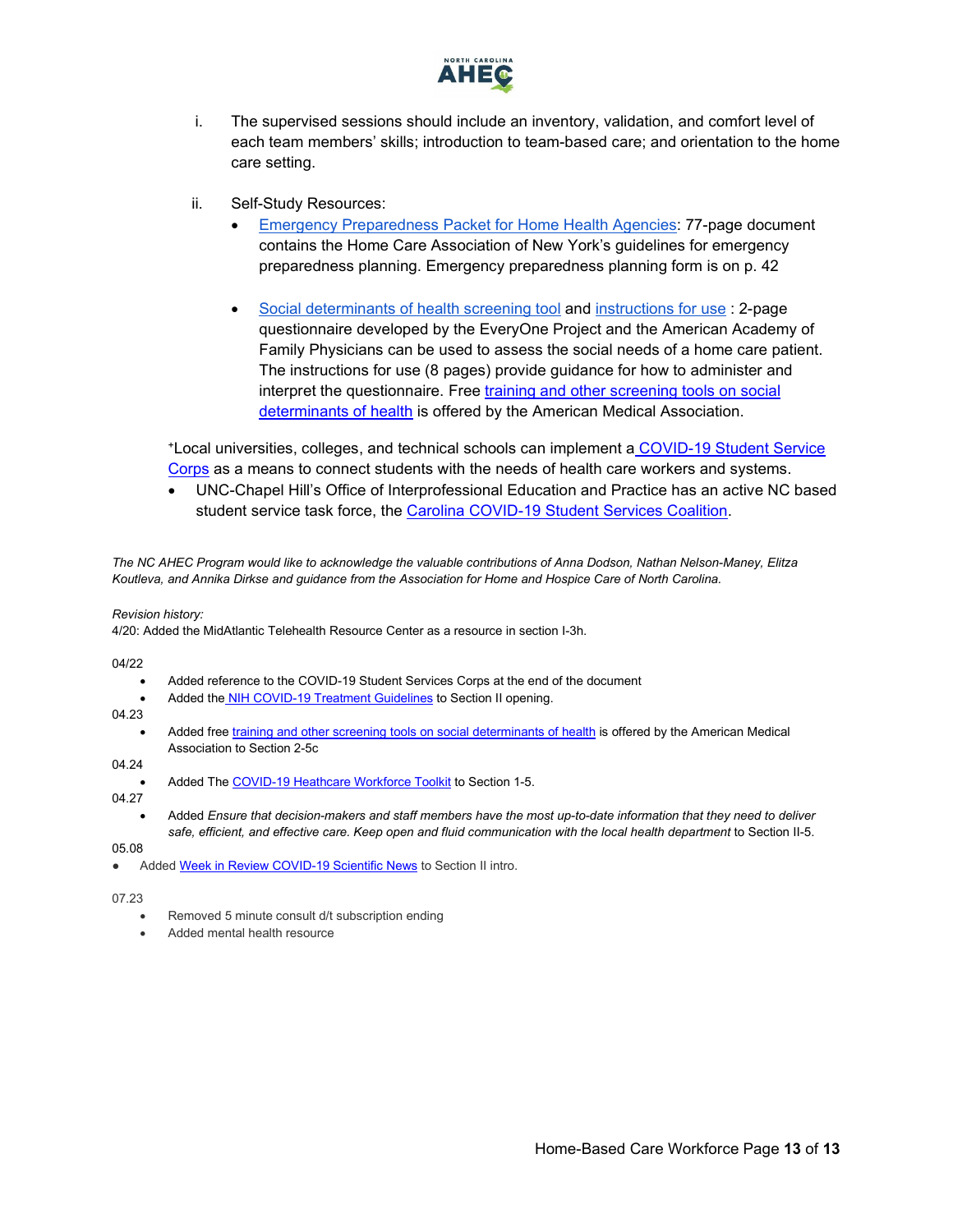i. The supervised sessions should include an inventory, validation, and comfort level of each team members' skills; introduction to team-based care; and orientation to the home care setting.

ii. Self-Study Resources:

- Emergency Preparedness Packet for Home Health Agencies: 77-page document contains the Home Care Association of New York's guidelines for emergency preparedness planning. Emergency preparedness planning form is on p. 42

- Social determinants of health screening tool and instructions for use : 2-page questionnaire developed by the EveryOne Project and the American Academy of Family Physicians can be used to assess the social needs of a home care patient. The instructions for use (8 pages) provide guidance for how to administer and interpret the questionnaire. Free training and other screening tools on social determinants of health is offered by the American Medical Association.

[+]Local universities, colleges, and technical schools can implement a COVID-19 Student Service Corps as a means to connect students with the needs of health care workers and systems.

- UNC-Chapel Hill's Office of Interprofessional Education and Practice has an active NC based student service task force, the Carolina COVID-19 Student Services Coalition.

*The NC AHEC Program would like to acknowledge the valuable contributions of Anna Dodson, Nathan Nelson-Maney, Elitza Koutleva, and Annika Dirkse and guidance from the Association for Home and Hospice Care of North Carolina.*

*Revision history:*

4/20: Added the MidAtlantic Telehealth Resource Center as a resource in section I-3h.

04/22

- Added reference to the COVID-19 Student Services Corps at the end of the document
- Added the NIH COVID-19 Treatment Guidelines to Section II opening.

04.23

- Added free training and other screening tools on social determinants of health is offered by the American Medical Association to Section 2-5c

04.24

- Added The COVID-19 Heathcare Workforce Toolkit to Section 1-5.

04.27

- Added *Ensure that decision-makers and staff members have the most up-to-date information that they need to deliver safe, efficient, and effective care. Keep open and fluid communication with the local health department* to Section II-5.

05.08

- Added Week in Review COVID-19 Scientific News to Section II intro.

07.23

- Removed 5 minute consult d/t subscription ending
- Added mental health resource